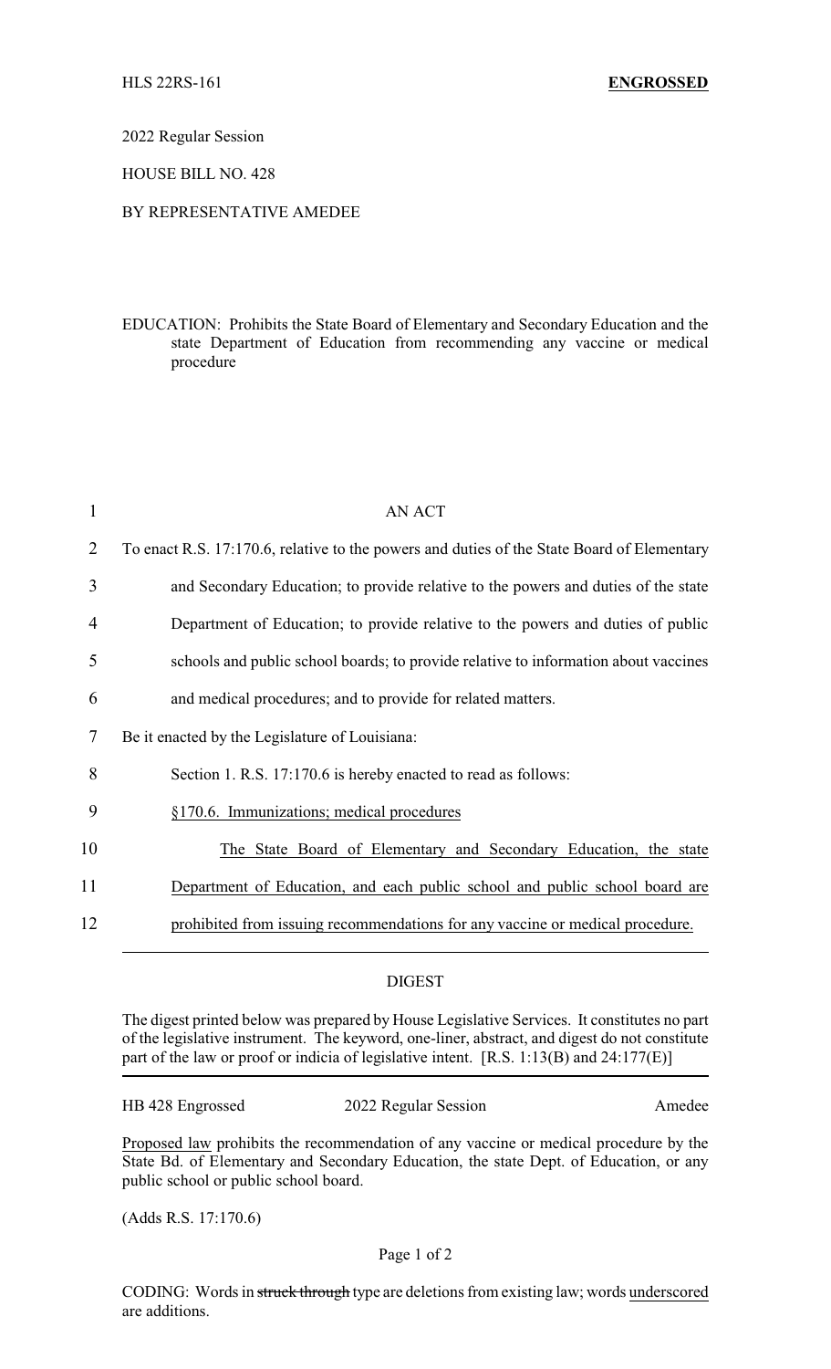HLS 22RS-161 **ENGROSSED**

2022 Regular Session

HOUSE BILL NO. 428

BY REPRESENTATIVE AMEDEE

EDUCATION: Prohibits the State Board of Elementary and Secondary Education and the state Department of Education from recommending any vaccine or medical procedure

1 AN ACT

2 To enact R.S. 17:170.6, relative to the powers and duties of the State Board of Elementary
3 and Secondary Education; to provide relative to the powers and duties of the state
4 Department of Education; to provide relative to the powers and duties of public
5 schools and public school boards; to provide relative to information about vaccines
6 and medical procedures; and to provide for related matters.

7 Be it enacted by the Legislature of Louisiana:

8 Section 1. R.S. 17:170.6 is hereby enacted to read as follows:

9 <u>§170.6. Immunizations; medical procedures</u>

10 <u>The State Board of Elementary and Secondary Education, the state</u>
11 <u>Department of Education, and each public school and public school board are</u>
12 <u>prohibited from issuing recommendations for any vaccine or medical procedure.</u>

## DIGEST

The digest printed below was prepared by House Legislative Services. It constitutes no part of the legislative instrument. The keyword, one-liner, abstract, and digest do not constitute part of the law or proof or indicia of legislative intent. [R.S. 1:13(B) and 24:177(E)]

HB 428 Engrossed 2022 Regular Session Amedee

<u>Proposed law</u> prohibits the recommendation of any vaccine or medical procedure by the State Bd. of Elementary and Secondary Education, the state Dept. of Education, or any public school or public school board.

(Adds R.S. 17:170.6)

CODING: Words in ~~struck through~~ type are deletions from existing law; words <u>underscored</u> are additions.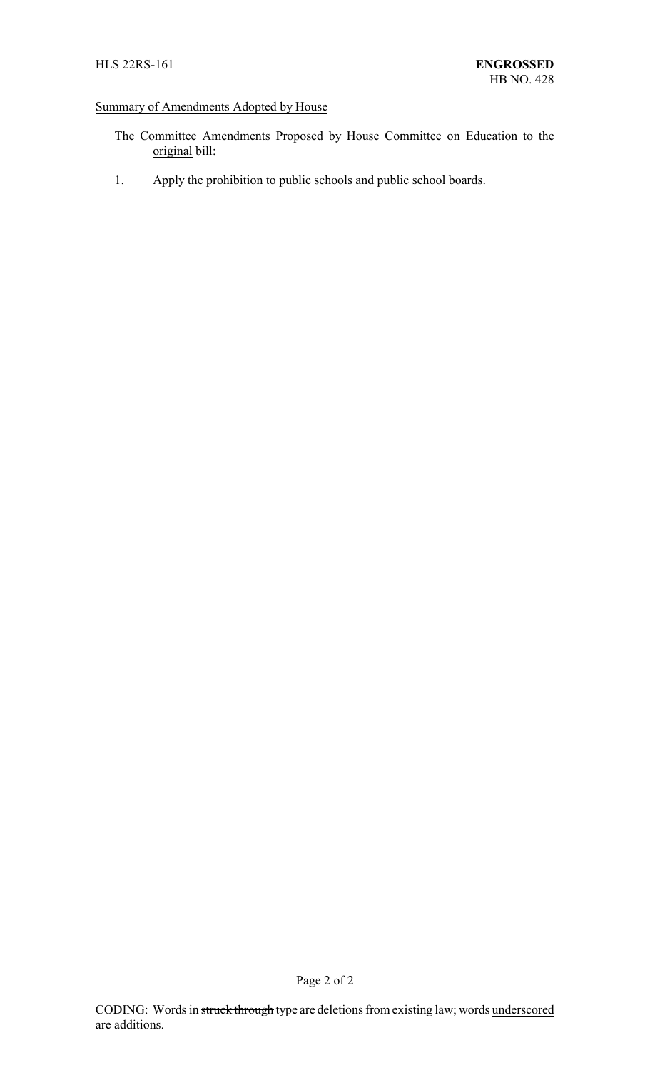Summary of Amendments Adopted by House

The Committee Amendments Proposed by House Committee on Education to the original bill:

1. Apply the prohibition to public schools and public school boards.

CODING: Words in ~~struck through~~ type are deletions from existing law; words underscored are additions.